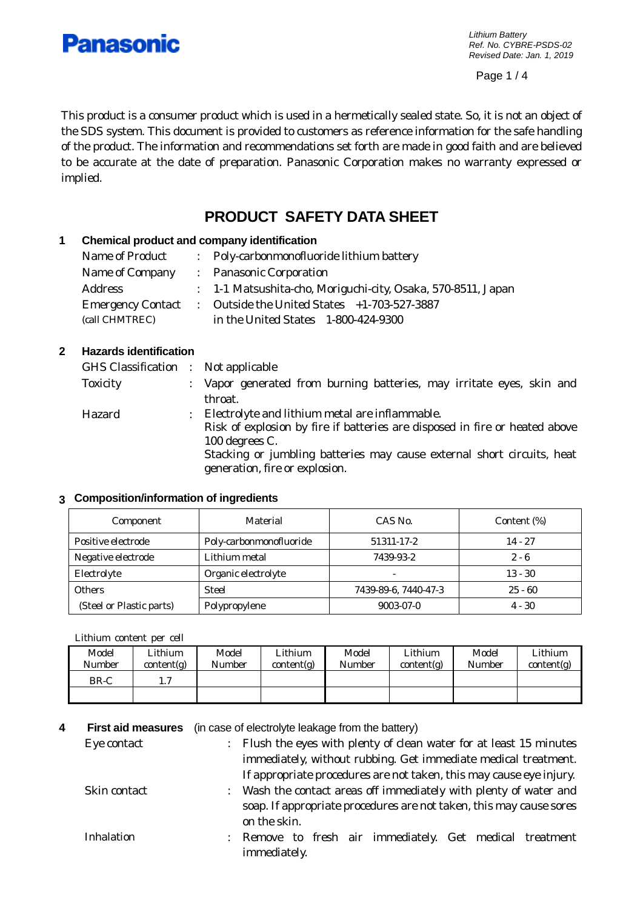**Panasonic**

*Lithium Battery*
*Ref. No. CYBRE-PSDS-02*
*Revised Date: Jan. 1, 2019*

This product is a consumer product which is used in a hermetically sealed state. So, it is not an object of the SDS system. This document is provided to customers as reference information for the safe handling of the product. The information and recommendations set forth are made in good faith and are believed to be accurate at the date of preparation. Panasonic Corporation makes no warranty expressed or implied.

# PRODUCT SAFETY DATA SHEET

## 1 Chemical product and company identification

Name of Product : Poly-carbonmonofluoride lithium battery

Name of Company : Panasonic Corporation

Address : 1-1 Matsushita-cho, Moriguchi-city, Osaka, 570-8511, Japan

Emergency Contact (call CHMTREC) : Outside the United States +1-703-527-3887
in the United States 1-800-424-9300

## 2 Hazards identification

GHS Classification : Not applicable

Toxicity : Vapor generated from burning batteries, may irritate eyes, skin and throat.

Hazard : Electrolyte and lithium metal are inflammable.
Risk of explosion by fire if batteries are disposed in fire or heated above 100 degrees C.
Stacking or jumbling batteries may cause external short circuits, heat generation, fire or explosion.

## 3 Composition/information of ingredients

| Component | Material | CAS No. | Content (%) |
|---|---|---|---|
| Positive electrode | Poly-carbonmonofluoride | 51311-17-2 | 14 - 27 |
| Negative electrode | Lithium metal | 7439-93-2 | 2 - 6 |
| Electrolyte | Organic electrolyte | - | 13 - 30 |
| Others | Steel | 7439-89-6, 7440-47-3 | 25 - 60 |
| (Steel or Plastic parts) | Polypropylene | 9003-07-0 | 4 - 30 |

Lithium content per cell

| Model Number | Lithium content(g) | Model Number | Lithium content(g) | Model Number | Lithium content(g) | Model Number | Lithium content(g) |
|---|---|---|---|---|---|---|---|
| BR-C | 1.7 | | | | | | |
| | | | | | | | |

## 4 First aid measures (in case of electrolyte leakage from the battery)

Eye contact : Flush the eyes with plenty of clean water for at least 15 minutes immediately, without rubbing. Get immediate medical treatment. If appropriate procedures are not taken, this may cause eye injury.

Skin contact : Wash the contact areas off immediately with plenty of water and soap. If appropriate procedures are not taken, this may cause sores on the skin.

Inhalation : Remove to fresh air immediately. Get medical treatment immediately.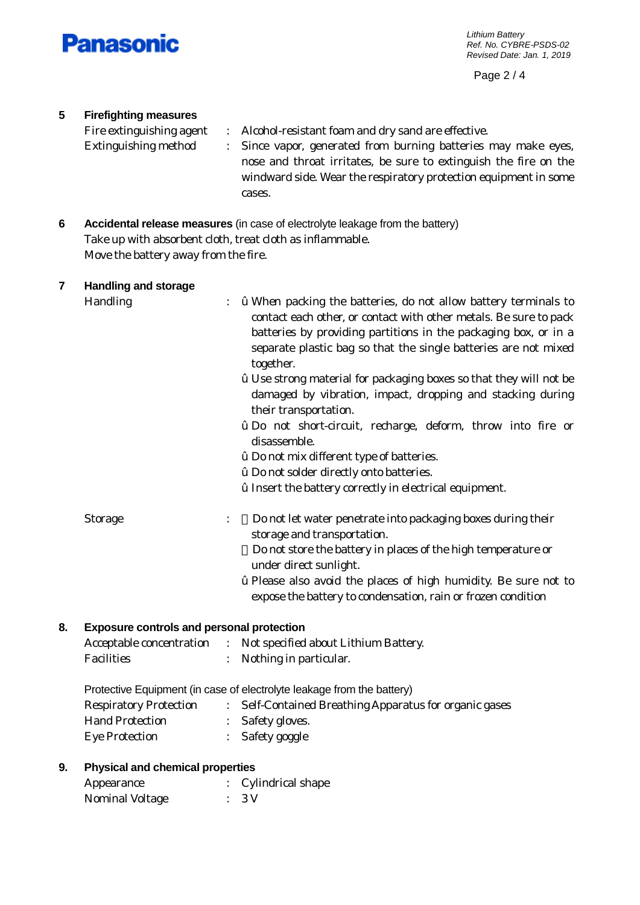## 5 Firefighting measures

Fire extinguishing agent : Alcohol-resistant foam and dry sand are effective.

Extinguishing method : Since vapor, generated from burning batteries may make eyes, nose and throat irritates, be sure to extinguish the fire on the windward side. Wear the respiratory protection equipment in some cases.

## 6 Accidental release measures (in case of electrolyte leakage from the battery)

Take up with absorbent cloth, treat cloth as inflammable.
Move the battery away from the fire.

## 7 Handling and storage

Handling :

- û When packing the batteries, do not allow battery terminals to contact each other, or contact with other metals. Be sure to pack batteries by providing partitions in the packaging box, or in a separate plastic bag so that the single batteries are not mixed together.
- û Use strong material for packaging boxes so that they will not be damaged by vibration, impact, dropping and stacking during their transportation.
- û Do not short-circuit, recharge, deform, throw into fire or disassemble.
- û Do not mix different type of batteries.
- û Do not solder directly onto batteries.
- û Insert the battery correctly in electrical equipment.

Storage :

- Do not let water penetrate into packaging boxes during their storage and transportation.
- Do not store the battery in places of the high temperature or under direct sunlight.
- û Please also avoid the places of high humidity. Be sure not to expose the battery to condensation, rain or frozen condition

## 8. Exposure controls and personal protection

Acceptable concentration : Not specified about Lithium Battery.

Facilities : Nothing in particular.

Protective Equipment (in case of electrolyte leakage from the battery)

Respiratory Protection : Self-Contained Breathing Apparatus for organic gases

Hand Protection : Safety gloves.

Eye Protection : Safety goggle

## 9. Physical and chemical properties

Appearance : Cylindrical shape

Nominal Voltage : 3 V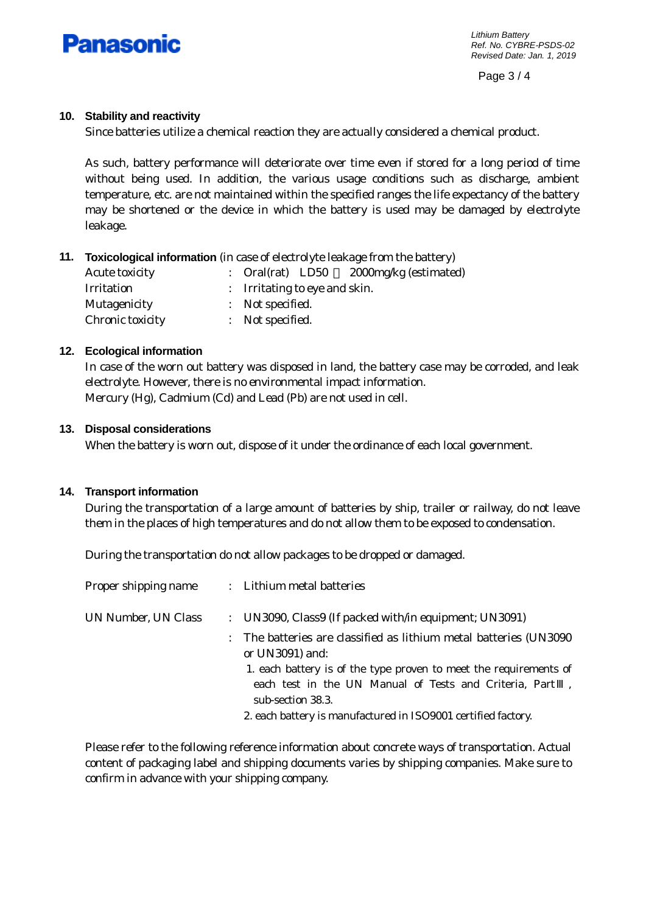## 10. Stability and reactivity

Since batteries utilize a chemical reaction they are actually considered a chemical product.

As such, battery performance will deteriorate over time even if stored for a long period of time without being used. In addition, the various usage conditions such as discharge, ambient temperature, etc. are not maintained within the specified ranges the life expectancy of the battery may be shortened or the device in which the battery is used may be damaged by electrolyte leakage.

## 11. Toxicological information (in case of electrolyte leakage from the battery)

| | | |
|---|---|---|
| Acute toxicity | : | Oral(rat) LD50 ＞2000mg/kg (estimated) |
| Irritation | : | Irritating to eye and skin. |
| Mutagenicity | : | Not specified. |
| Chronic toxicity | : | Not specified. |

## 12. Ecological information

In case of the worn out battery was disposed in land, the battery case may be corroded, and leak electrolyte. However, there is no environmental impact information.
Mercury (Hg), Cadmium (Cd) and Lead (Pb) are not used in cell.

## 13. Disposal considerations

When the battery is worn out, dispose of it under the ordinance of each local government.

## 14. Transport information

During the transportation of a large amount of batteries by ship, trailer or railway, do not leave them in the places of high temperatures and do not allow them to be exposed to condensation.

During the transportation do not allow packages to be dropped or damaged.

Proper shipping name : Lithium metal batteries

UN Number, UN Class : UN3090, Class9 (If packed with/in equipment; UN3091)

: The batteries are classified as lithium metal batteries (UN3090 or UN3091) and:

1. each battery is of the type proven to meet the requirements of each test in the UN Manual of Tests and Criteria, PartⅢ, sub-section 38.3.
2. each battery is manufactured in ISO9001 certified factory.

Please refer to the following reference information about concrete ways of transportation. Actual content of packaging label and shipping documents varies by shipping companies. Make sure to confirm in advance with your shipping company.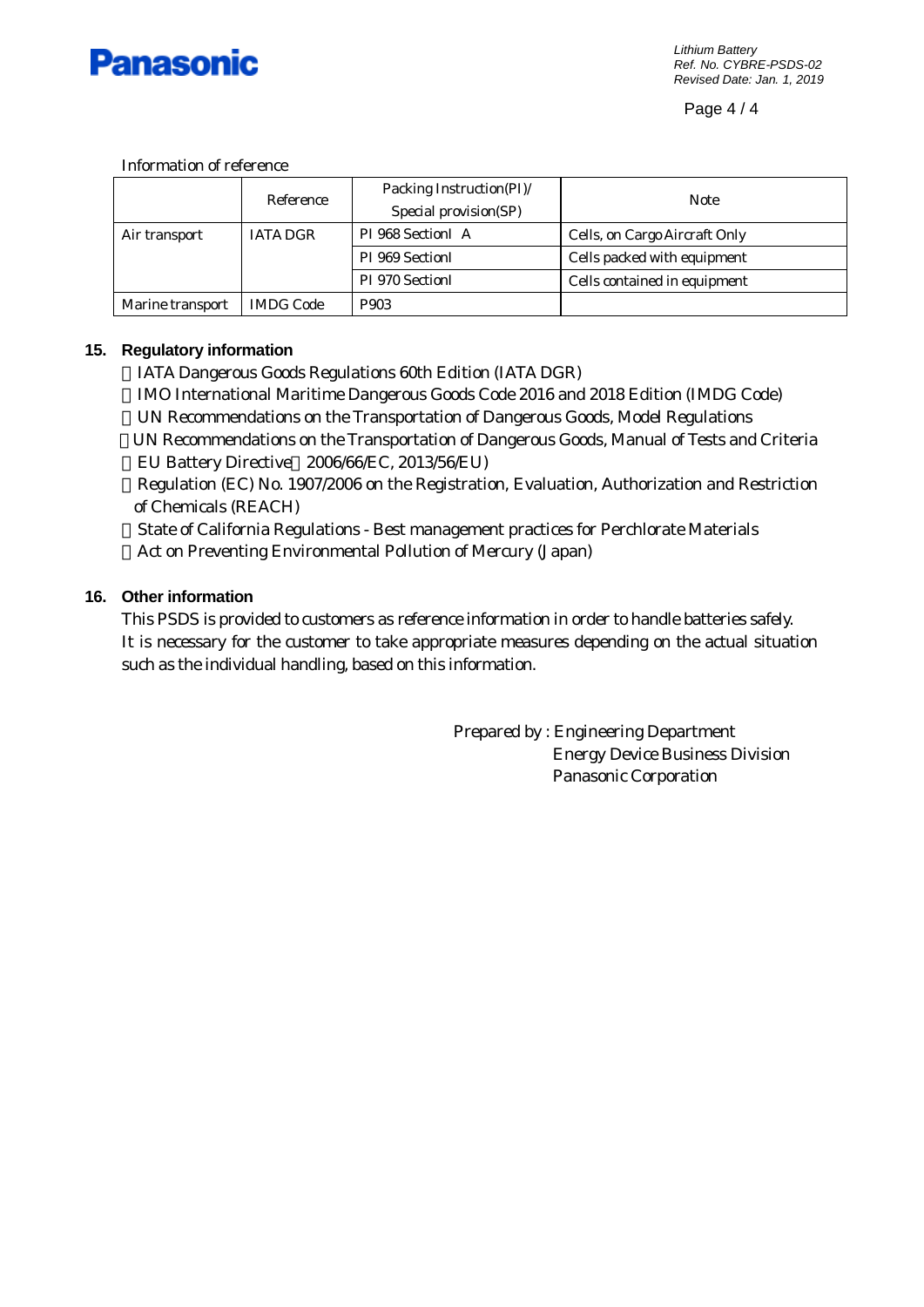Information of reference

| | Reference | Packing Instruction(PI)/ Special provision(SP) | Note |
|---|---|---|---|
| Air transport | IATA DGR | PI 968 SectionI A | Cells, on Cargo Aircraft Only |
| | | PI 969 SectionI | Cells packed with equipment |
| | | PI 970 SectionI | Cells contained in equipment |
| Marine transport | IMDG Code | P903 | |

## 15. Regulatory information

- IATA Dangerous Goods Regulations 60th Edition (IATA DGR)
- IMO International Maritime Dangerous Goods Code 2016 and 2018 Edition (IMDG Code)
- UN Recommendations on the Transportation of Dangerous Goods, Model Regulations
- UN Recommendations on the Transportation of Dangerous Goods, Manual of Tests and Criteria
- EU Battery Directive（2006/66/EC, 2013/56/EU)
- Regulation (EC) No. 1907/2006 on the Registration, Evaluation, Authorization and Restriction of Chemicals (REACH)
- State of California Regulations - Best management practices for Perchlorate Materials
- Act on Preventing Environmental Pollution of Mercury (Japan)

## 16. Other information

This PSDS is provided to customers as reference information in order to handle batteries safely. It is necessary for the customer to take appropriate measures depending on the actual situation such as the individual handling, based on this information.

Prepared by : Engineering Department
Energy Device Business Division
Panasonic Corporation